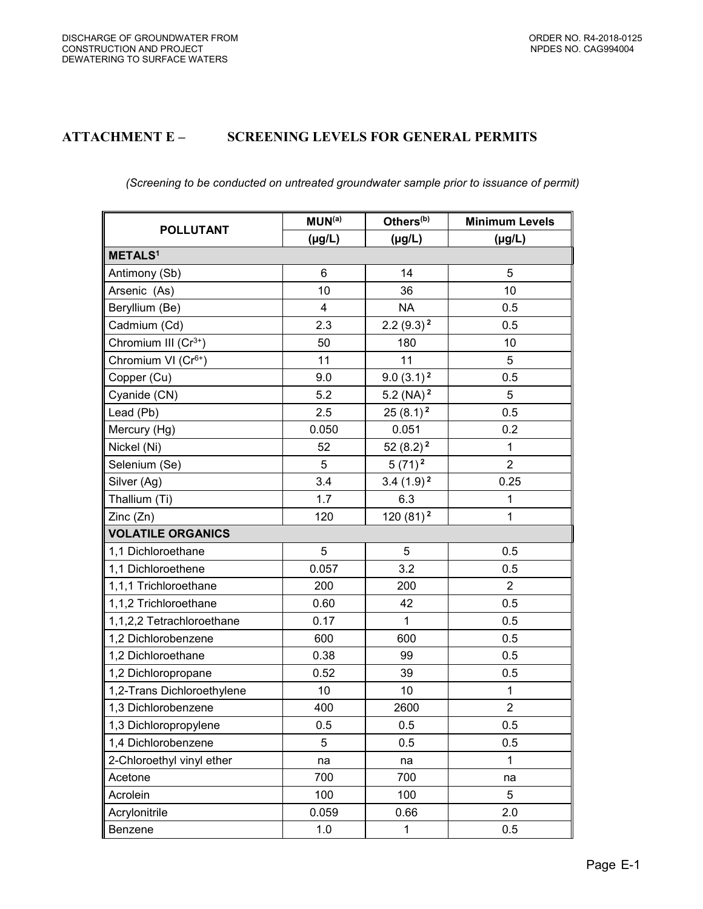## ATTACHMENT E – SCREENING LEVELS FOR GENERAL PERMITS

*(Screening to be conducted on untreated groundwater sample prior to issuance of permit)*

| POLLUTANT | MUN[(a)] (µg/L) | Others[(b)] (µg/L) | Minimum Levels (µg/L) |
|---|---|---|---|
| **METALS[1]** | | | |
| Antimony (Sb) | 6 | 14 | 5 |
| Arsenic (As) | 10 | 36 | 10 |
| Beryllium (Be) | 4 | NA | 0.5 |
| Cadmium (Cd) | 2.3 | 2.2 (9.3) [2] | 0.5 |
| Chromium III ($Cr^{3+}$) | 50 | 180 | 10 |
| Chromium VI ($Cr^{6+}$) | 11 | 11 | 5 |
| Copper (Cu) | 9.0 | 9.0 (3.1) [2] | 0.5 |
| Cyanide (CN) | 5.2 | 5.2 (NA) [2] | 5 |
| Lead (Pb) | 2.5 | 25 (8.1) [2] | 0.5 |
| Mercury (Hg) | 0.050 | 0.051 | 0.2 |
| Nickel (Ni) | 52 | 52 (8.2) [2] | 1 |
| Selenium (Se) | 5 | 5 (71) [2] | 2 |
| Silver (Ag) | 3.4 | 3.4 (1.9) [2] | 0.25 |
| Thallium (Ti) | 1.7 | 6.3 | 1 |
| Zinc (Zn) | 120 | 120 (81) [2] | 1 |
| **VOLATILE ORGANICS** | | | |
| 1,1 Dichloroethane | 5 | 5 | 0.5 |
| 1,1 Dichloroethene | 0.057 | 3.2 | 0.5 |
| 1,1,1 Trichloroethane | 200 | 200 | 2 |
| 1,1,2 Trichloroethane | 0.60 | 42 | 0.5 |
| 1,1,2,2 Tetrachloroethane | 0.17 | 1 | 0.5 |
| 1,2 Dichlorobenzene | 600 | 600 | 0.5 |
| 1,2 Dichloroethane | 0.38 | 99 | 0.5 |
| 1,2 Dichloropropane | 0.52 | 39 | 0.5 |
| 1,2-Trans Dichloroethylene | 10 | 10 | 1 |
| 1,3 Dichlorobenzene | 400 | 2600 | 2 |
| 1,3 Dichloropropylene | 0.5 | 0.5 | 0.5 |
| 1,4 Dichlorobenzene | 5 | 0.5 | 0.5 |
| 2-Chloroethyl vinyl ether | na | na | 1 |
| Acetone | 700 | 700 | na |
| Acrolein | 100 | 100 | 5 |
| Acrylonitrile | 0.059 | 0.66 | 2.0 |
| Benzene | 1.0 | 1 | 0.5 |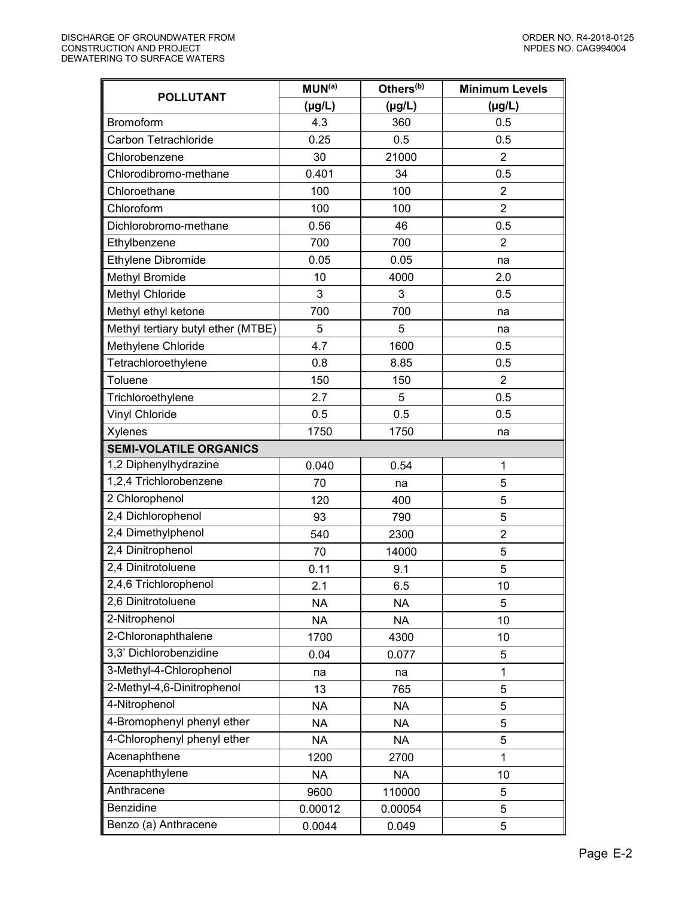| POLLUTANT | MUN[(a)] | Others[(b)] | Minimum Levels |
|---|---|---|---|
| | (μg/L) | (μg/L) | (μg/L) |
| Bromoform | 4.3 | 360 | 0.5 |
| Carbon Tetrachloride | 0.25 | 0.5 | 0.5 |
| Chlorobenzene | 30 | 21000 | 2 |
| Chlorodibromo-methane | 0.401 | 34 | 0.5 |
| Chloroethane | 100 | 100 | 2 |
| Chloroform | 100 | 100 | 2 |
| Dichlorobromo-methane | 0.56 | 46 | 0.5 |
| Ethylbenzene | 700 | 700 | 2 |
| Ethylene Dibromide | 0.05 | 0.05 | na |
| Methyl Bromide | 10 | 4000 | 2.0 |
| Methyl Chloride | 3 | 3 | 0.5 |
| Methyl ethyl ketone | 700 | 700 | na |
| Methyl tertiary butyl ether (MTBE) | 5 | 5 | na |
| Methylene Chloride | 4.7 | 1600 | 0.5 |
| Tetrachloroethylene | 0.8 | 8.85 | 0.5 |
| Toluene | 150 | 150 | 2 |
| Trichloroethylene | 2.7 | 5 | 0.5 |
| Vinyl Chloride | 0.5 | 0.5 | 0.5 |
| Xylenes | 1750 | 1750 | na |
| **SEMI-VOLATILE ORGANICS** | | | |
| 1,2 Diphenylhydrazine | 0.040 | 0.54 | 1 |
| 1,2,4 Trichlorobenzene | 70 | na | 5 |
| 2 Chlorophenol | 120 | 400 | 5 |
| 2,4 Dichlorophenol | 93 | 790 | 5 |
| 2,4 Dimethylphenol | 540 | 2300 | 2 |
| 2,4 Dinitrophenol | 70 | 14000 | 5 |
| 2,4 Dinitrotoluene | 0.11 | 9.1 | 5 |
| 2,4,6 Trichlorophenol | 2.1 | 6.5 | 10 |
| 2,6 Dinitrotoluene | NA | NA | 5 |
| 2-Nitrophenol | NA | NA | 10 |
| 2-Chloronaphthalene | 1700 | 4300 | 10 |
| 3,3' Dichlorobenzidine | 0.04 | 0.077 | 5 |
| 3-Methyl-4-Chlorophenol | na | na | 1 |
| 2-Methyl-4,6-Dinitrophenol | 13 | 765 | 5 |
| 4-Nitrophenol | NA | NA | 5 |
| 4-Bromophenyl phenyl ether | NA | NA | 5 |
| 4-Chlorophenyl phenyl ether | NA | NA | 5 |
| Acenaphthene | 1200 | 2700 | 1 |
| Acenaphthylene | NA | NA | 10 |
| Anthracene | 9600 | 110000 | 5 |
| Benzidine | 0.00012 | 0.00054 | 5 |
| Benzo (a) Anthracene | 0.0044 | 0.049 | 5 |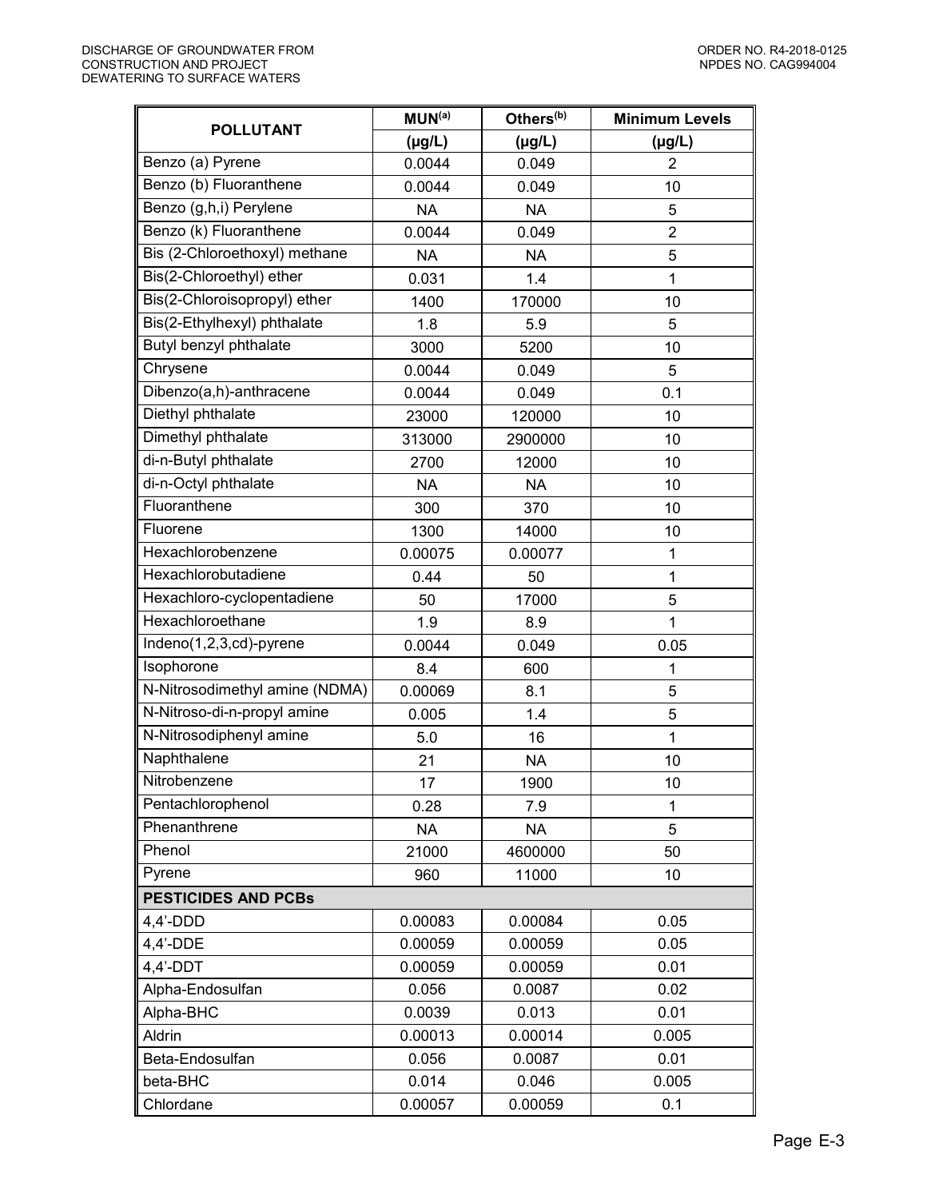| POLLUTANT | MUN[(a)] | Others[(b)] | Minimum Levels |
|---|---|---|---|
| | (µg/L) | (µg/L) | (µg/L) |
| Benzo (a) Pyrene | 0.0044 | 0.049 | 2 |
| Benzo (b) Fluoranthene | 0.0044 | 0.049 | 10 |
| Benzo (g,h,i) Perylene | NA | NA | 5 |
| Benzo (k) Fluoranthene | 0.0044 | 0.049 | 2 |
| Bis (2-Chloroethoxyl) methane | NA | NA | 5 |
| Bis(2-Chloroethyl) ether | 0.031 | 1.4 | 1 |
| Bis(2-Chloroisopropyl) ether | 1400 | 170000 | 10 |
| Bis(2-Ethylhexyl) phthalate | 1.8 | 5.9 | 5 |
| Butyl benzyl phthalate | 3000 | 5200 | 10 |
| Chrysene | 0.0044 | 0.049 | 5 |
| Dibenzo(a,h)-anthracene | 0.0044 | 0.049 | 0.1 |
| Diethyl phthalate | 23000 | 120000 | 10 |
| Dimethyl phthalate | 313000 | 2900000 | 10 |
| di-n-Butyl phthalate | 2700 | 12000 | 10 |
| di-n-Octyl phthalate | NA | NA | 10 |
| Fluoranthene | 300 | 370 | 10 |
| Fluorene | 1300 | 14000 | 10 |
| Hexachlorobenzene | 0.00075 | 0.00077 | 1 |
| Hexachlorobutadiene | 0.44 | 50 | 1 |
| Hexachloro-cyclopentadiene | 50 | 17000 | 5 |
| Hexachloroethane | 1.9 | 8.9 | 1 |
| Indeno(1,2,3,cd)-pyrene | 0.0044 | 0.049 | 0.05 |
| Isophorone | 8.4 | 600 | 1 |
| N-Nitrosodimethyl amine (NDMA) | 0.00069 | 8.1 | 5 |
| N-Nitroso-di-n-propyl amine | 0.005 | 1.4 | 5 |
| N-Nitrosodiphenyl amine | 5.0 | 16 | 1 |
| Naphthalene | 21 | NA | 10 |
| Nitrobenzene | 17 | 1900 | 10 |
| Pentachlorophenol | 0.28 | 7.9 | 1 |
| Phenanthrene | NA | NA | 5 |
| Phenol | 21000 | 4600000 | 50 |
| Pyrene | 960 | 11000 | 10 |
| **PESTICIDES AND PCBs** | | | |
| 4,4'-DDD | 0.00083 | 0.00084 | 0.05 |
| 4,4'-DDE | 0.00059 | 0.00059 | 0.05 |
| 4,4'-DDT | 0.00059 | 0.00059 | 0.01 |
| Alpha-Endosulfan | 0.056 | 0.0087 | 0.02 |
| Alpha-BHC | 0.0039 | 0.013 | 0.01 |
| Aldrin | 0.00013 | 0.00014 | 0.005 |
| Beta-Endosulfan | 0.056 | 0.0087 | 0.01 |
| beta-BHC | 0.014 | 0.046 | 0.005 |
| Chlordane | 0.00057 | 0.00059 | 0.1 |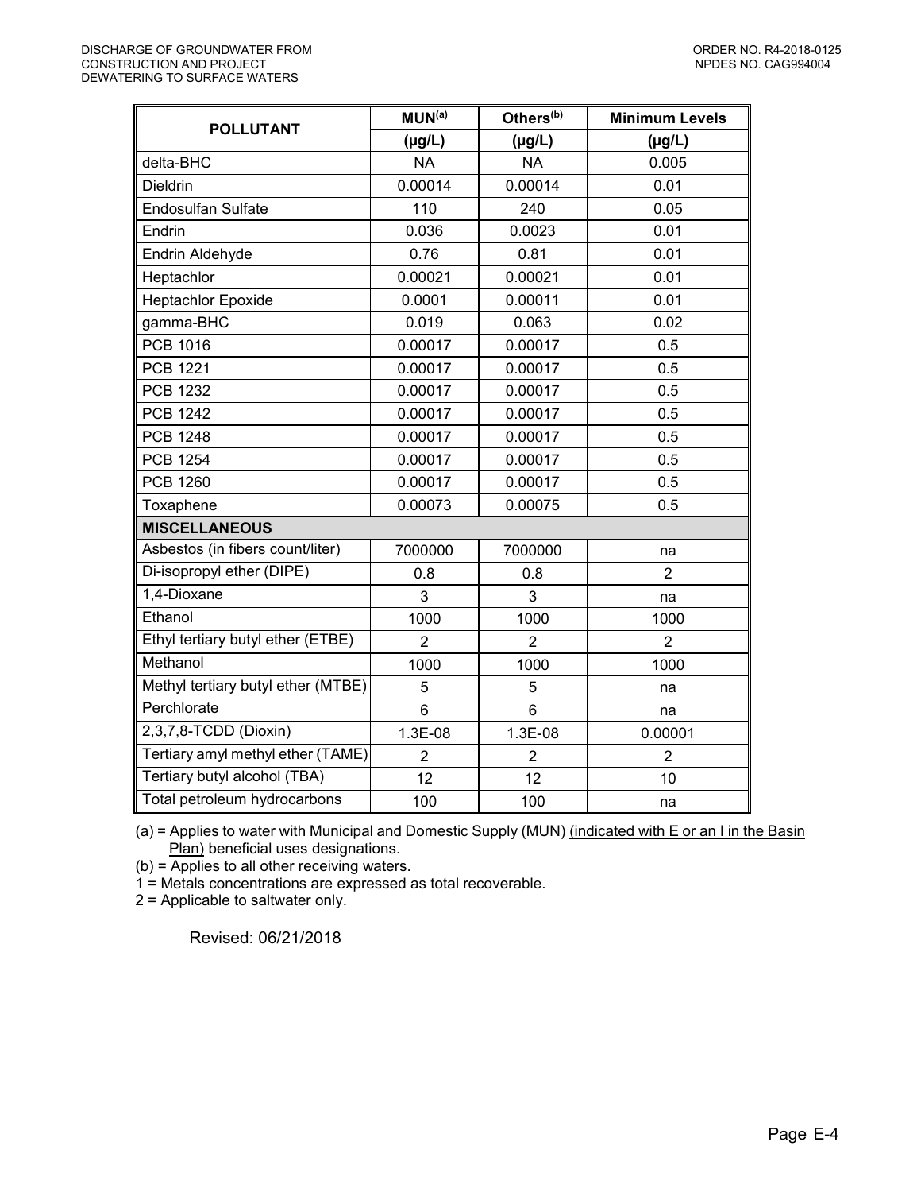| POLLUTANT | MUN[(a)] (μg/L) | Others[(b)] (μg/L) | Minimum Levels (μg/L) |
|---|---|---|---|
| delta-BHC | NA | NA | 0.005 |
| Dieldrin | 0.00014 | 0.00014 | 0.01 |
| Endosulfan Sulfate | 110 | 240 | 0.05 |
| Endrin | 0.036 | 0.0023 | 0.01 |
| Endrin Aldehyde | 0.76 | 0.81 | 0.01 |
| Heptachlor | 0.00021 | 0.00021 | 0.01 |
| Heptachlor Epoxide | 0.0001 | 0.00011 | 0.01 |
| gamma-BHC | 0.019 | 0.063 | 0.02 |
| PCB 1016 | 0.00017 | 0.00017 | 0.5 |
| PCB 1221 | 0.00017 | 0.00017 | 0.5 |
| PCB 1232 | 0.00017 | 0.00017 | 0.5 |
| PCB 1242 | 0.00017 | 0.00017 | 0.5 |
| PCB 1248 | 0.00017 | 0.00017 | 0.5 |
| PCB 1254 | 0.00017 | 0.00017 | 0.5 |
| PCB 1260 | 0.00017 | 0.00017 | 0.5 |
| Toxaphene | 0.00073 | 0.00075 | 0.5 |
| **MISCELLANEOUS** | | | |
| Asbestos (in fibers count/liter) | 7000000 | 7000000 | na |
| Di-isopropyl ether (DIPE) | 0.8 | 0.8 | 2 |
| 1,4-Dioxane | 3 | 3 | na |
| Ethanol | 1000 | 1000 | 1000 |
| Ethyl tertiary butyl ether (ETBE) | 2 | 2 | 2 |
| Methanol | 1000 | 1000 | 1000 |
| Methyl tertiary butyl ether (MTBE) | 5 | 5 | na |
| Perchlorate | 6 | 6 | na |
| 2,3,7,8-TCDD (Dioxin) | 1.3E-08 | 1.3E-08 | 0.00001 |
| Tertiary amyl methyl ether (TAME) | 2 | 2 | 2 |
| Tertiary butyl alcohol (TBA) | 12 | 12 | 10 |
| Total petroleum hydrocarbons | 100 | 100 | na |

(a) = Applies to water with Municipal and Domestic Supply (MUN) (indicated with E or an I in the Basin Plan) beneficial uses designations.

(b) = Applies to all other receiving waters.

1 = Metals concentrations are expressed as total recoverable.

2 = Applicable to saltwater only.

Revised: 06/21/2018